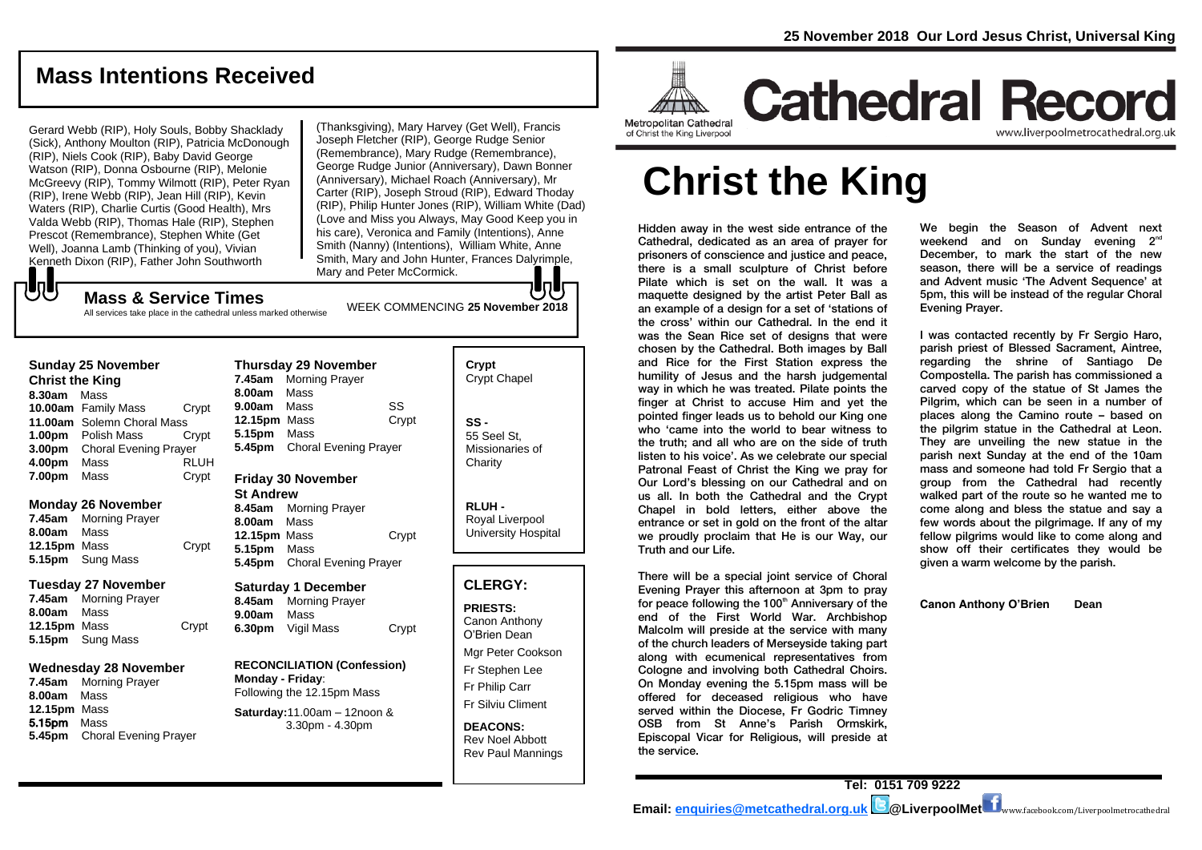## 25 November 2018 Our Lord Jesus Christ, Universal King

# Cathedral Record

Metropolitan Cathedral of Christ the King Liverpool

www.liverpoolmetrocathedral.org.uk

# Christ the King

Hidden away in the west side entrance of the Cathedral, dedicated as an area of prayer for prisoners of conscience and justice and peace, there is a small sculpture of Christ before Pilate which is set on the wall. It was a maquette designed by the artist Peter Ball as an example of a design for a set of 'stations of the cross' within our Cathedral. In the end it was the Sean Rice set of designs that were chosen by the Cathedral. Both images by Ball and Rice for the First Station express the humility of Jesus and the harsh judgemental way in which he was treated. Pilate points the finger at Christ to accuse Him and yet the pointed finger leads us to behold our King one who 'came into the world to bear witness to the truth; and all who are on the side of truth listen to his voice'. As we celebrate our special Patronal Feast of Christ the King we pray for Our Lord's blessing on our Cathedral and on us all. In both the Cathedral and the Crypt Chapel in bold letters, either above the entrance or set in gold on the front of the altar we proudly proclaim that He is our Way, our Truth and our Life.

There will be a special joint service of Choral Evening Prayer this afternoon at 3pm to pray for peace following the 100th Anniversary of the end of the First World War. Archbishop Malcolm will preside at the service with many of the church leaders of Merseyside taking part along with ecumenical representatives from Cologne and involving both Cathedral Choirs. On Monday evening the 5.15pm mass will be offered for deceased religious who have served within the Diocese, Fr Godric Timney OSB from St Anne's Parish Ormskirk, Episcopal Vicar for Religious, will preside at the service.

We begin the Season of Advent next weekend and on Sunday evening 2nd December, to mark the start of the new season, there will be a service of readings and Advent music 'The Advent Sequence' at 5pm, this will be instead of the regular Choral Evening Prayer.

I was contacted recently by Fr Sergio Haro, parish priest of Blessed Sacrament, Aintree, regarding the shrine of Santiago De Compostella. The parish has commissioned a carved copy of the statue of St James the Pilgrim, which can be seen in a number of places along the Camino route – based on the pilgrim statue in the Cathedral at Leon. They are unveiling the new statue in the parish next Sunday at the end of the 10am mass and someone had told Fr Sergio that a group from the Cathedral had recently walked part of the route so he wanted me to come along and bless the statue and say a few words about the pilgrimage. If any of my fellow pilgrims would like to come along and show off their certificates they would be given a warm welcome by the parish.

**Canon Anthony O'Brien Dean**

## Mass Intentions Received

Gerard Webb (RIP), Holy Souls, Bobby Shacklady (Sick), Anthony Moulton (RIP), Patricia McDonough (RIP), Niels Cook (RIP), Baby David George Watson (RIP), Donna Osbourne (RIP), Melonie McGreevy (RIP), Tommy Wilmott (RIP), Peter Ryan (RIP), Irene Webb (RIP), Jean Hill (RIP), Kevin Waters (RIP), Mrs Valda Webb (RIP), Thomas Hale (RIP), Stephen Prescot (Remembrance), Stephen White (Get Well), Joanna Lamb (Thinking of you), Vivian Kenneth Dixon (RIP), Father John Southworth (Thanksgiving), Mary Harvey (Get Well), Francis Joseph Fletcher (RIP), George Rudge Senior (Remembrance), Mary Rudge (Remembrance), George Rudge Junior (Anniversary), Dawn Bonner (Anniversary), Michael Roach (Anniversary), Mr Carter (RIP), Joseph Stroud (RIP), Edward Thoday (RIP), Philip Hunter Jones (RIP), William White (Dad) (Love and Miss you Always, May Good Keep you in his care), Veronica and Family (Intentions), Anne Smith (Nanny) (Intentions), William White, Anne Smith, Mary and John Hunter, Frances Dalyrimple, Mary and Peter McCormick.

## Mass & Service Times

All services take place in the cathedral unless marked otherwise

WEEK COMMENCING **25 November 2018**

### Sunday 25 November
**Christ the King**

| | | |
|---|---|---|
| **8.30am** | Mass | |
| **10.00am** | Family Mass | Crypt |
| **11.00am** | Solemn Choral Mass | |
| **1.00pm** | Polish Mass | Crypt |
| **3.00pm** | Choral Evening Prayer | |
| **4.00pm** | Mass | RLUH |
| **7.00pm** | Mass | Crypt |

### Monday 26 November

| | | |
|---|---|---|
| **7.45am** | Morning Prayer | |
| **8.00am** | Mass | |
| **12.15pm** | Mass | Crypt |
| **5.15pm** | Sung Mass | |

### Tuesday 27 November

| | | |
|---|---|---|
| **7.45am** | Morning Prayer | |
| **8.00am** | Mass | |
| **12.15pm** | Mass | Crypt |
| **5.15pm** | Sung Mass | |

### Wednesday 28 November

| | | |
|---|---|---|
| **7.45am** | Morning Prayer | |
| **8.00am** | Mass | |
| **12.15pm** | Mass | |
| **5.15pm** | Mass | |
| **5.45pm** | Choral Evening Prayer | |

### Thursday 29 November

| | | |
|---|---|---|
| **7.45am** | Morning Prayer | |
| **8.00am** | Mass | |
| **9.00am** | Mass | SS |
| **12.15pm** | Mass | Crypt |
| **5.15pm** | Mass | |
| **5.45pm** | Choral Evening Prayer | |

### Friday 30 November
**St Andrew**

| | | |
|---|---|---|
| **8.45am** | Morning Prayer | |
| **8.00am** | Mass | |
| **12.15pm** | Mass | Crypt |
| **5.15pm** | Mass | |
| **5.45pm** | Choral Evening Prayer | |

### Saturday 1 December

| | | |
|---|---|---|
| **8.45am** | Morning Prayer | |
| **9.00am** | Mass | |
| **6.30pm** | Vigil Mass | Crypt |

**RECONCILIATION (Confession)**
**Monday - Friday**: Following the 12.15pm Mass
**Saturday:** 11.00am – 12noon & 3.30pm - 4.30pm

**Crypt** Crypt Chapel

**SS -** 55 Seel St, Missionaries of Charity

**RLUH -** Royal Liverpool University Hospital

## CLERGY:

**PRIESTS:**
Canon Anthony O'Brien Dean
Mgr Peter Cookson
Fr Stephen Lee
Fr Philip Carr
Fr Silviu Climent

**DEACONS:**
Rev Noel Abbott
Rev Paul Mannings

**Tel: 0151 709 9222**
**Email: enquiries@metcathedral.org.uk @LiverpoolMet** www.facebook.com/Liverpoolmetrocathedral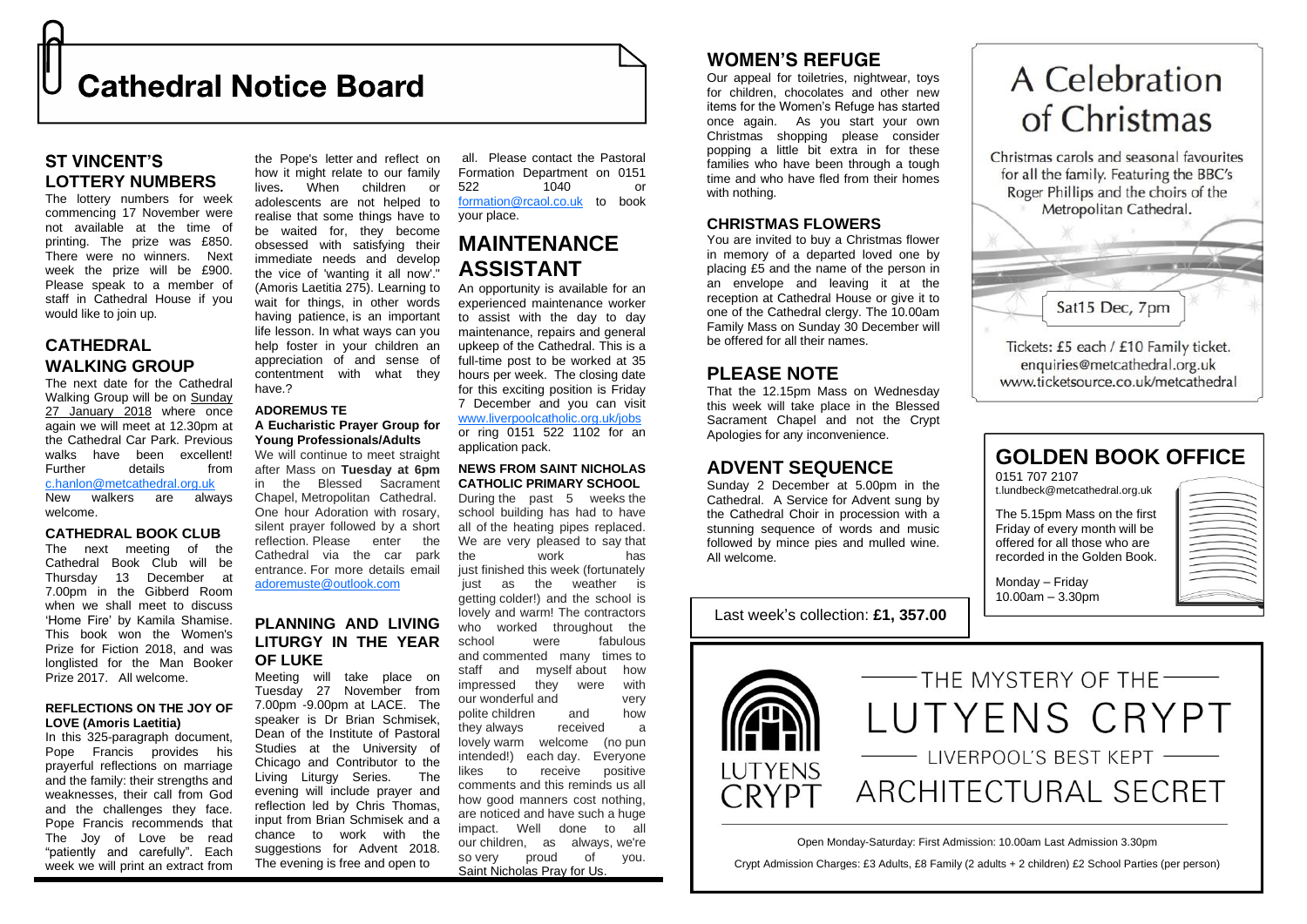# Cathedral Notice Board

## ST VINCENT'S LOTTERY NUMBERS

The lottery numbers for week commencing 17 November were not available at the time of printing. The prize was £850. There were no winners. Next week the prize will be £900. Please speak to a member of staff in Cathedral House if you would like to join up.

## CATHEDRAL WALKING GROUP

The next date for the Cathedral Walking Group will be on Sunday 27 January 2018 where once again we will meet at 12.30pm at the Cathedral Car Park. Previous walks have been excellent! Further details from c.hanlon@metcathedral.org.uk New walkers are always welcome.

### CATHEDRAL BOOK CLUB

The next meeting of the Cathedral Book Club will be Thursday 13 December at 7.00pm in the Gibberd Room when we shall meet to discuss 'Home Fire' by Kamila Shamise. This book won the Women's Prize for Fiction 2018, and was longlisted for the Man Booker Prize 2017. All welcome.

### REFLECTIONS ON THE JOY OF LOVE (Amoris Laetitia)

In this 325-paragraph document, Pope Francis provides his prayerful reflections on marriage and the family: their strengths and weaknesses, their call from God and the challenges they face. Pope Francis recommends that The Joy of Love be read "patiently and carefully". Each week we will print an extract from the Pope's letter and reflect on how it might relate to our family lives**.** When children or adolescents are not helped to realise that some things have to be waited for, they become obsessed with satisfying their immediate needs and develop the vice of 'wanting it all now'." (Amoris Laetitia 275). Learning to wait for things, in other words having patience, is an important life lesson. In what ways can you help foster in your children an appreciation of and sense of contentment with what they have.?

### ADOREMUS TE

**A Eucharistic Prayer Group for Young Professionals/Adults**

We will continue to meet straight after Mass on **Tuesday at 6pm** in the Blessed Sacrament Chapel, Metropolitan Cathedral. One hour Adoration with rosary, silent prayer followed by a short reflection. Please enter the Cathedral via the car park entrance. For more details email adoremuste@outlook.com

### PLANNING AND LIVING LITURGY IN THE YEAR OF LUKE

Meeting will take place on Tuesday 27 November from 7.00pm -9.00pm at LACE. The speaker is Dr Brian Schmisek, Dean of the Institute of Pastoral Studies at the University of Chicago and Contributor to the Living Liturgy Series. The evening will include prayer and reflection led by Chris Thomas, input from Brian Schmisek and a chance to work with the suggestions for Advent 2018. The evening is free and open to all. Please contact the Pastoral Formation Department on 0151 522 1040 or formation@rcaol.co.uk to book your place.

## MAINTENANCE ASSISTANT

An opportunity is available for an experienced maintenance worker to assist with the day to day maintenance, repairs and general upkeep of the Cathedral. This is a full-time post to be worked at 35 hours per week. The closing date for this exciting position is Friday 7 December and you can visit www.liverpoolcatholic.org.uk/jobs or ring 0151 522 1102 for an application pack.

### NEWS FROM SAINT NICHOLAS CATHOLIC PRIMARY SCHOOL

During the past 5 weeks the school building has had to have all of the heating pipes replaced. We are very pleased to say that the work has just finished this week (fortunately just as the weather is getting colder!) and the school is lovely and warm! The contractors who worked throughout the school were fabulous and commented many times to staff and myself about how impressed they were with our wonderful and very polite children and how they always received a lovely warm welcome (no pun intended!) each day. Everyone likes to receive positive comments and this reminds us all how good manners cost nothing, are noticed and have such a huge impact. Well done to all our children, as always, we're so very proud of you. Saint Nicholas Pray for Us.

## WOMEN'S REFUGE

Our appeal for toiletries, nightwear, toys for children, chocolates and other new items for the Women's Refuge has started once again. As you start your own Christmas shopping please consider popping a little bit extra in for these families who have been through a tough time and who have fled from their homes with nothing.

### CHRISTMAS FLOWERS

You are invited to buy a Christmas flower in memory of a departed loved one by placing £5 and the name of the person in an envelope and leaving it at the reception at Cathedral House or give it to one of the Cathedral clergy. The 10.00am Family Mass on Sunday 30 December will be offered for all their names.

## PLEASE NOTE

That the 12.15pm Mass on Wednesday this week will take place in the Blessed Sacrament Chapel and not the Crypt Apologies for any inconvenience.

## ADVENT SEQUENCE

Sunday 2 December at 5.00pm in the Cathedral. A Service for Advent sung by the Cathedral Choir in procession with a stunning sequence of words and music followed by mince pies and mulled wine. All welcome.

Last week's collection: **£1, 357.00**

# A Celebration of Christmas

Christmas carols and seasonal favourites for all the family. Featuring the BBC's Roger Phillips and the choirs of the Metropolitan Cathedral.

Sat15 Dec, 7pm

Tickets: £5 each / £10 Family ticket.
enquiries@metcathedral.org.uk
www.ticketsource.co.uk/metcathedral

## GOLDEN BOOK OFFICE

0151 707 2107
t.lundbeck@metcathedral.org.uk

The 5.15pm Mass on the first Friday of every month will be offered for all those who are recorded in the Golden Book.

Monday – Friday
10.00am – 3.30pm

LUTYENS CRYPT

THE MYSTERY OF THE LUTYENS CRYPT — LIVERPOOL'S BEST KEPT — ARCHITECTURAL SECRET

Open Monday-Saturday: First Admission: 10.00am Last Admission 3.30pm

Crypt Admission Charges: £3 Adults, £8 Family (2 adults + 2 children) £2 School Parties (per person)